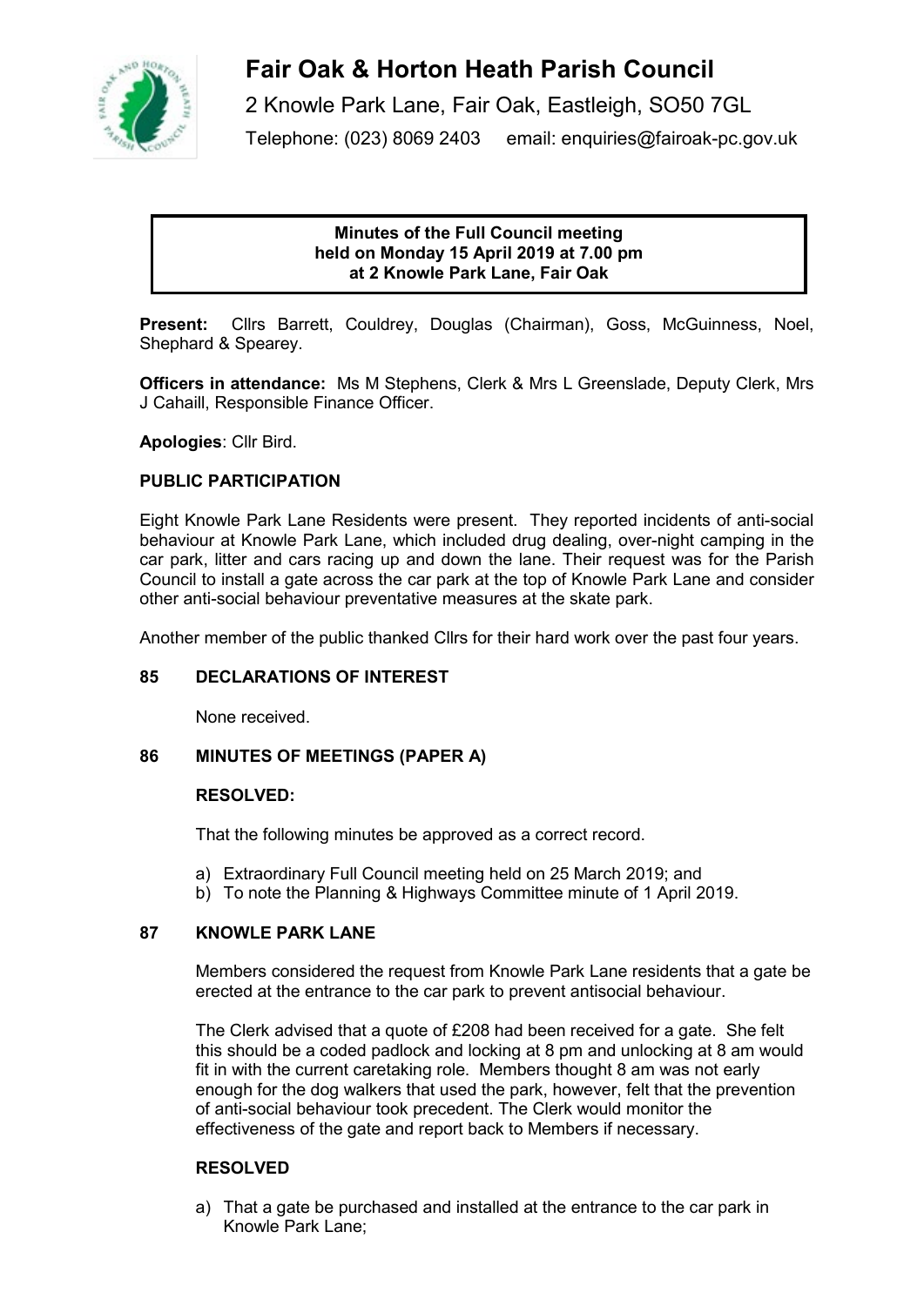# Fair Oak & Horton Heath Parish Council

2 Knowle Park Lane, Fair Oak, Eastleigh, SO50 7GL

Telephone: (023) 8069 2403 email: enquiries@fairoak-pc.gov.uk

**Minutes of the Full Council meeting held on Monday 15 April 2019 at 7.00 pm at 2 Knowle Park Lane, Fair Oak**

**Present:** Cllrs Barrett, Couldrey, Douglas (Chairman), Goss, McGuinness, Noel, Shephard & Spearey.

**Officers in attendance:** Ms M Stephens, Clerk & Mrs L Greenslade, Deputy Clerk, Mrs J Cahaill, Responsible Finance Officer.

**Apologies**: Cllr Bird.

## PUBLIC PARTICIPATION

Eight Knowle Park Lane Residents were present. They reported incidents of anti-social behaviour at Knowle Park Lane, which included drug dealing, over-night camping in the car park, litter and cars racing up and down the lane. Their request was for the Parish Council to install a gate across the car park at the top of Knowle Park Lane and consider other anti-social behaviour preventative measures at the skate park.

Another member of the public thanked Cllrs for their hard work over the past four years.

## 85 DECLARATIONS OF INTEREST

None received.

## 86 MINUTES OF MEETINGS (PAPER A)

**RESOLVED:**

That the following minutes be approved as a correct record.

a) Extraordinary Full Council meeting held on 25 March 2019; and
b) To note the Planning & Highways Committee minute of 1 April 2019.

## 87 KNOWLE PARK LANE

Members considered the request from Knowle Park Lane residents that a gate be erected at the entrance to the car park to prevent antisocial behaviour.

The Clerk advised that a quote of £208 had been received for a gate. She felt this should be a coded padlock and locking at 8 pm and unlocking at 8 am would fit in with the current caretaking role. Members thought 8 am was not early enough for the dog walkers that used the park, however, felt that the prevention of anti-social behaviour took precedent. The Clerk would monitor the effectiveness of the gate and report back to Members if necessary.

**RESOLVED**

a) That a gate be purchased and installed at the entrance to the car park in Knowle Park Lane;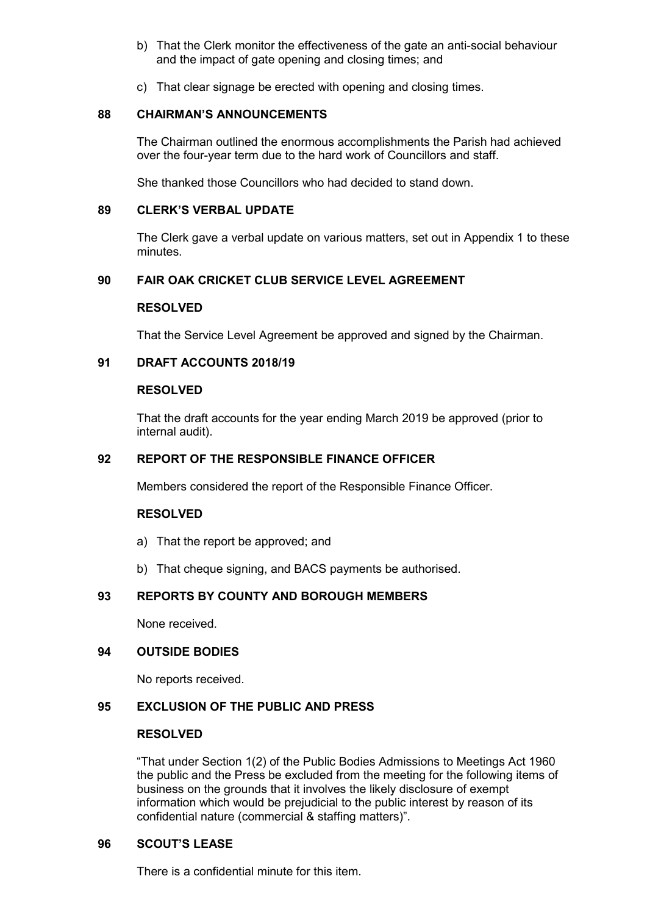b) That the Clerk monitor the effectiveness of the gate an anti-social behaviour and the impact of gate opening and closing times; and

c) That clear signage be erected with opening and closing times.

## 88 CHAIRMAN'S ANNOUNCEMENTS

The Chairman outlined the enormous accomplishments the Parish had achieved over the four-year term due to the hard work of Councillors and staff.

She thanked those Councillors who had decided to stand down.

## 89 CLERK'S VERBAL UPDATE

The Clerk gave a verbal update on various matters, set out in Appendix 1 to these minutes.

## 90 FAIR OAK CRICKET CLUB SERVICE LEVEL AGREEMENT

**RESOLVED**

That the Service Level Agreement be approved and signed by the Chairman.

## 91 DRAFT ACCOUNTS 2018/19

**RESOLVED**

That the draft accounts for the year ending March 2019 be approved (prior to internal audit).

## 92 REPORT OF THE RESPONSIBLE FINANCE OFFICER

Members considered the report of the Responsible Finance Officer.

**RESOLVED**

a) That the report be approved; and

b) That cheque signing, and BACS payments be authorised.

## 93 REPORTS BY COUNTY AND BOROUGH MEMBERS

None received.

## 94 OUTSIDE BODIES

No reports received.

## 95 EXCLUSION OF THE PUBLIC AND PRESS

**RESOLVED**

"That under Section 1(2) of the Public Bodies Admissions to Meetings Act 1960 the public and the Press be excluded from the meeting for the following items of business on the grounds that it involves the likely disclosure of exempt information which would be prejudicial to the public interest by reason of its confidential nature (commercial & staffing matters)".

## 96 SCOUT'S LEASE

There is a confidential minute for this item.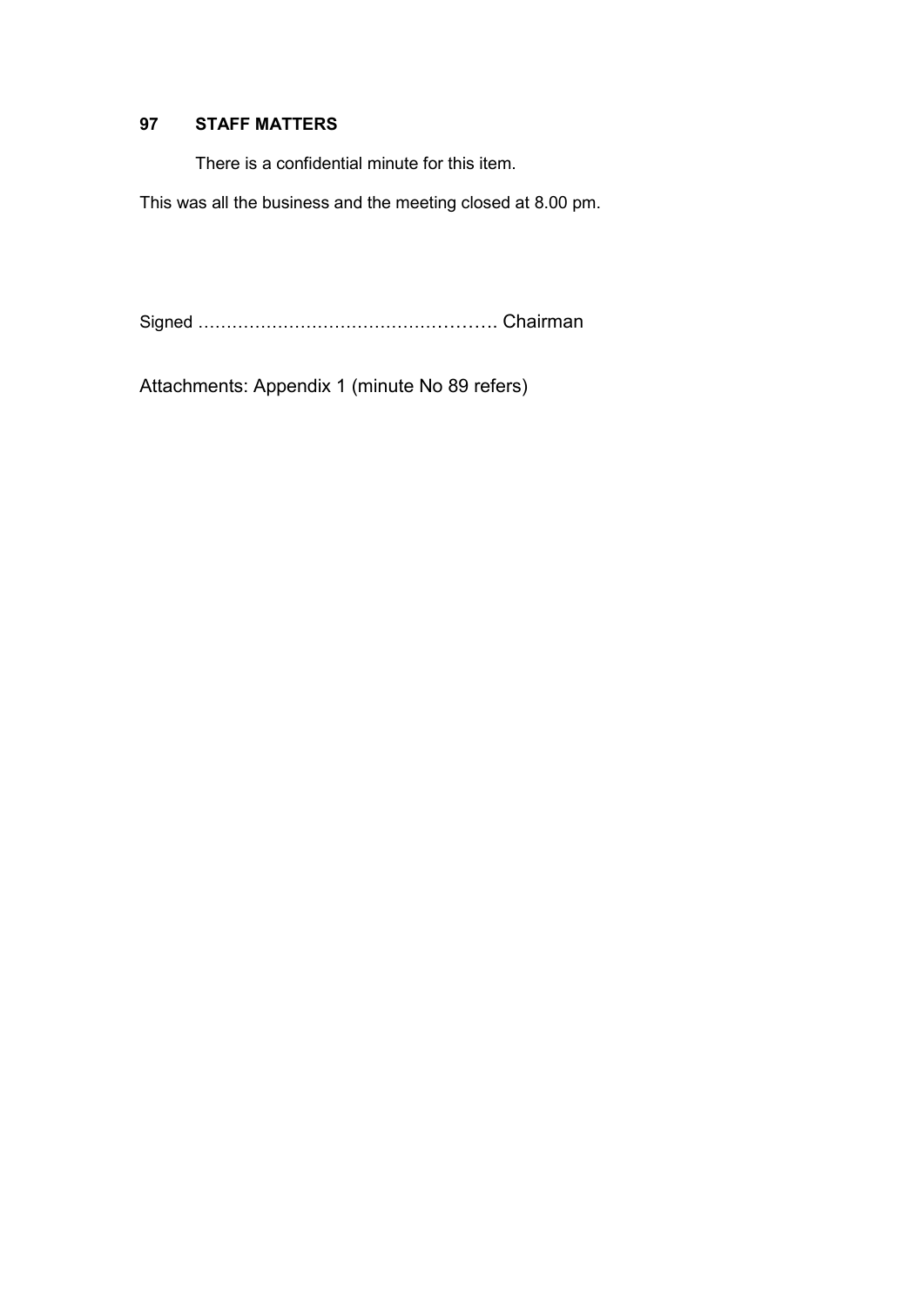**97 STAFF MATTERS**

There is a confidential minute for this item.

This was all the business and the meeting closed at 8.00 pm.

Signed ……………………………………………. Chairman

Attachments: Appendix 1 (minute No 89 refers)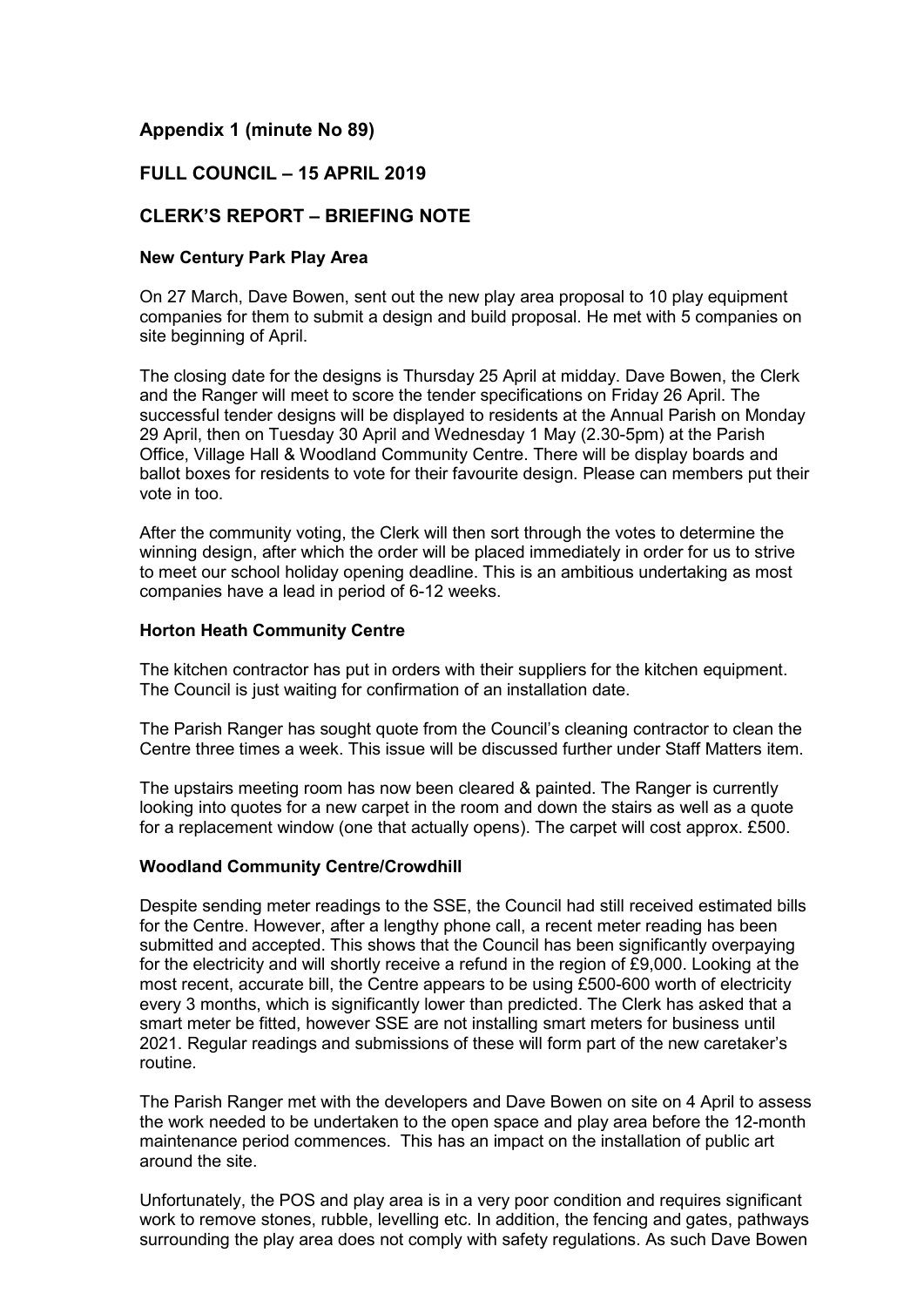## Appendix 1 (minute No 89)

## FULL COUNCIL – 15 APRIL 2019

## CLERK'S REPORT – BRIEFING NOTE

### New Century Park Play Area

On 27 March, Dave Bowen, sent out the new play area proposal to 10 play equipment companies for them to submit a design and build proposal. He met with 5 companies on site beginning of April.

The closing date for the designs is Thursday 25 April at midday. Dave Bowen, the Clerk and the Ranger will meet to score the tender specifications on Friday 26 April. The successful tender designs will be displayed to residents at the Annual Parish on Monday 29 April, then on Tuesday 30 April and Wednesday 1 May (2.30-5pm) at the Parish Office, Village Hall & Woodland Community Centre. There will be display boards and ballot boxes for residents to vote for their favourite design. Please can members put their vote in too.

After the community voting, the Clerk will then sort through the votes to determine the winning design, after which the order will be placed immediately in order for us to strive to meet our school holiday opening deadline. This is an ambitious undertaking as most companies have a lead in period of 6-12 weeks.

### Horton Heath Community Centre

The kitchen contractor has put in orders with their suppliers for the kitchen equipment. The Council is just waiting for confirmation of an installation date.

The Parish Ranger has sought quote from the Council's cleaning contractor to clean the Centre three times a week. This issue will be discussed further under Staff Matters item.

The upstairs meeting room has now been cleared & painted. The Ranger is currently looking into quotes for a new carpet in the room and down the stairs as well as a quote for a replacement window (one that actually opens). The carpet will cost approx. £500.

### Woodland Community Centre/Crowdhill

Despite sending meter readings to the SSE, the Council had still received estimated bills for the Centre. However, after a lengthy phone call, a recent meter reading has been submitted and accepted. This shows that the Council has been significantly overpaying for the electricity and will shortly receive a refund in the region of £9,000. Looking at the most recent, accurate bill, the Centre appears to be using £500-600 worth of electricity every 3 months, which is significantly lower than predicted. The Clerk has asked that a smart meter be fitted, however SSE are not installing smart meters for business until 2021. Regular readings and submissions of these will form part of the new caretaker's routine.

The Parish Ranger met with the developers and Dave Bowen on site on 4 April to assess the work needed to be undertaken to the open space and play area before the 12-month maintenance period commences. This has an impact on the installation of public art around the site.

Unfortunately, the POS and play area is in a very poor condition and requires significant work to remove stones, rubble, levelling etc. In addition, the fencing and gates, pathways surrounding the play area does not comply with safety regulations. As such Dave Bowen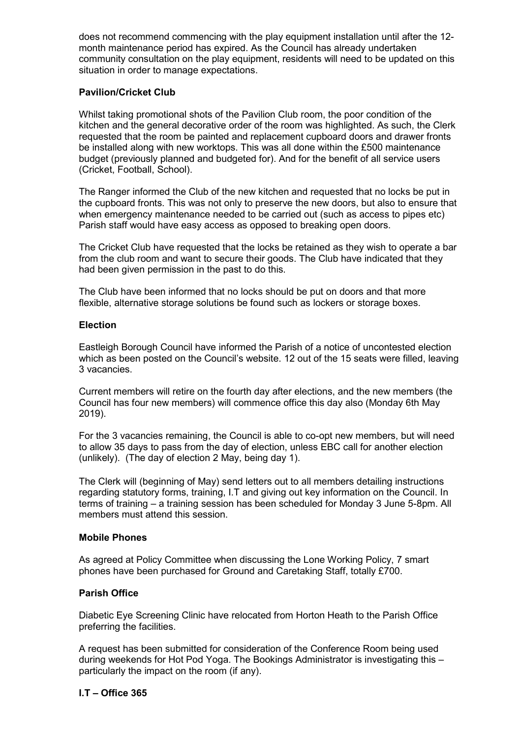does not recommend commencing with the play equipment installation until after the 12-month maintenance period has expired. As the Council has already undertaken community consultation on the play equipment, residents will need to be updated on this situation in order to manage expectations.

**Pavilion/Cricket Club**

Whilst taking promotional shots of the Pavilion Club room, the poor condition of the kitchen and the general decorative order of the room was highlighted. As such, the Clerk requested that the room be painted and replacement cupboard doors and drawer fronts be installed along with new worktops. This was all done within the £500 maintenance budget (previously planned and budgeted for). And for the benefit of all service users (Cricket, Football, School).

The Ranger informed the Club of the new kitchen and requested that no locks be put in the cupboard fronts. This was not only to preserve the new doors, but also to ensure that when emergency maintenance needed to be carried out (such as access to pipes etc) Parish staff would have easy access as opposed to breaking open doors.

The Cricket Club have requested that the locks be retained as they wish to operate a bar from the club room and want to secure their goods. The Club have indicated that they had been given permission in the past to do this.

The Club have been informed that no locks should be put on doors and that more flexible, alternative storage solutions be found such as lockers or storage boxes.

**Election**

Eastleigh Borough Council have informed the Parish of a notice of uncontested election which as been posted on the Council's website. 12 out of the 15 seats were filled, leaving 3 vacancies.

Current members will retire on the fourth day after elections, and the new members (the Council has four new members) will commence office this day also (Monday 6th May 2019).

For the 3 vacancies remaining, the Council is able to co-opt new members, but will need to allow 35 days to pass from the day of election, unless EBC call for another election (unlikely). (The day of election 2 May, being day 1).

The Clerk will (beginning of May) send letters out to all members detailing instructions regarding statutory forms, training, I.T and giving out key information on the Council. In terms of training – a training session has been scheduled for Monday 3 June 5-8pm. All members must attend this session.

**Mobile Phones**

As agreed at Policy Committee when discussing the Lone Working Policy, 7 smart phones have been purchased for Ground and Caretaking Staff, totally £700.

**Parish Office**

Diabetic Eye Screening Clinic have relocated from Horton Heath to the Parish Office preferring the facilities.

A request has been submitted for consideration of the Conference Room being used during weekends for Hot Pod Yoga. The Bookings Administrator is investigating this – particularly the impact on the room (if any).

**I.T – Office 365**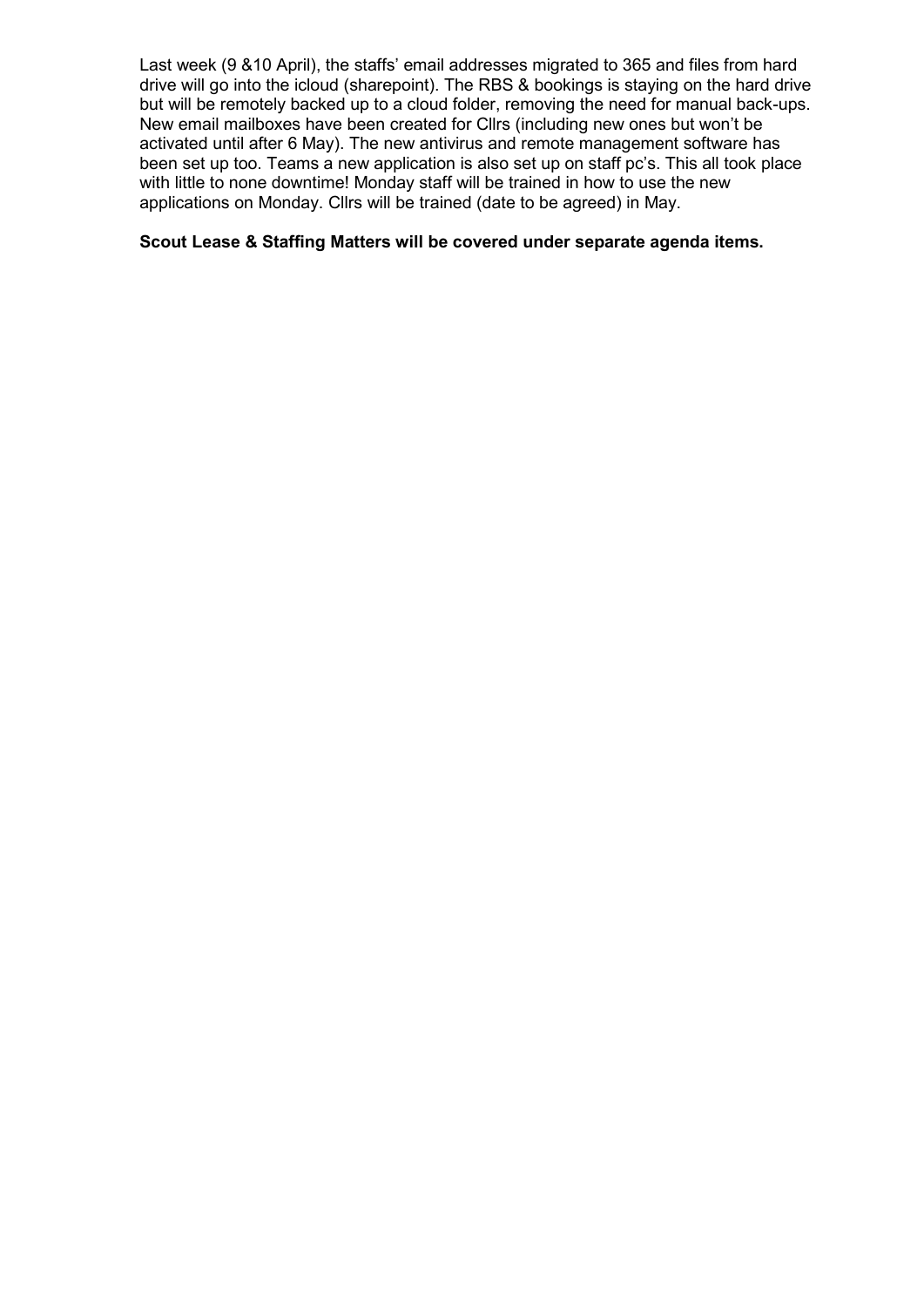Last week (9 &10 April), the staffs' email addresses migrated to 365 and files from hard drive will go into the icloud (sharepoint). The RBS & bookings is staying on the hard drive but will be remotely backed up to a cloud folder, removing the need for manual back-ups. New email mailboxes have been created for Cllrs (including new ones but won't be activated until after 6 May). The new antivirus and remote management software has been set up too. Teams a new application is also set up on staff pc's. This all took place with little to none downtime! Monday staff will be trained in how to use the new applications on Monday. Cllrs will be trained (date to be agreed) in May.

**Scout Lease & Staffing Matters will be covered under separate agenda items.**